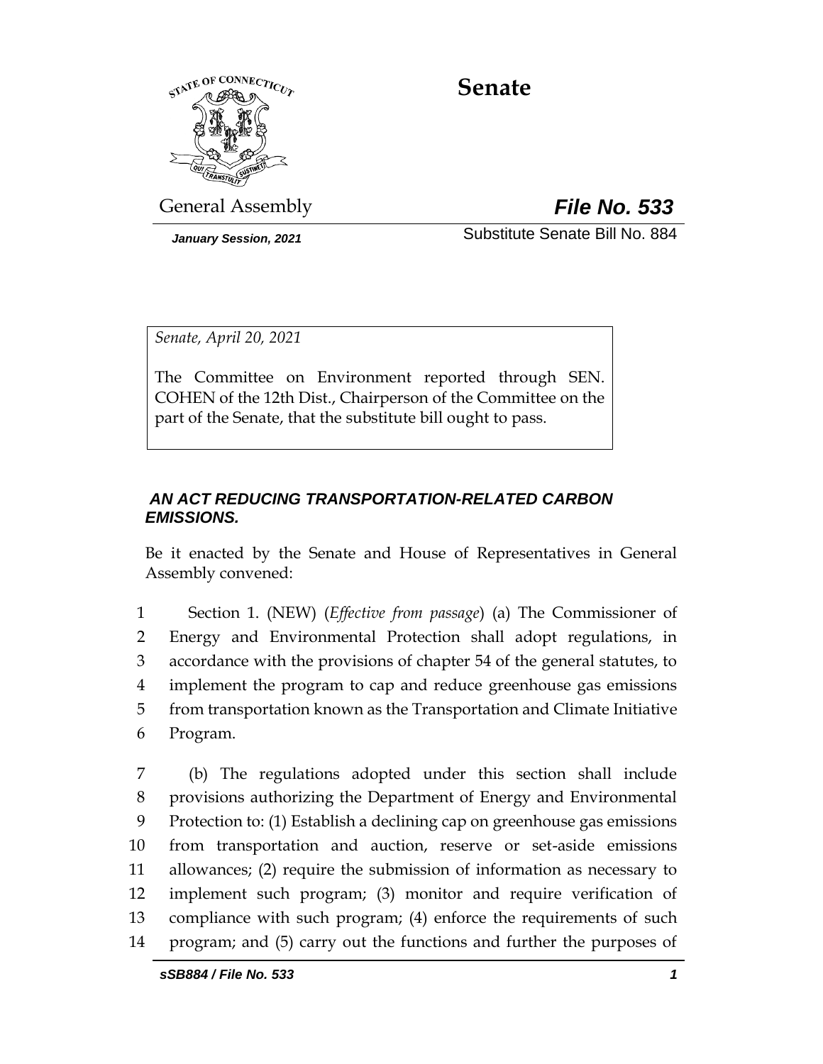# Senate

General Assembly **File No. 533**

*January Session, 2021* Substitute Senate Bill No. 884

*Senate, April 20, 2021*

The Committee on Environment reported through SEN. COHEN of the 12th Dist., Chairperson of the Committee on the part of the Senate, that the substitute bill ought to pass.

***AN ACT REDUCING TRANSPORTATION-RELATED CARBON EMISSIONS.***

Be it enacted by the Senate and House of Representatives in General Assembly convened:

1 Section 1. (NEW) (*Effective from passage*) (a) The Commissioner of
2 Energy and Environmental Protection shall adopt regulations, in
3 accordance with the provisions of chapter 54 of the general statutes, to
4 implement the program to cap and reduce greenhouse gas emissions
5 from transportation known as the Transportation and Climate Initiative
6 Program.

7 (b) The regulations adopted under this section shall include
8 provisions authorizing the Department of Energy and Environmental
9 Protection to: (1) Establish a declining cap on greenhouse gas emissions
10 from transportation and auction, reserve or set-aside emissions
11 allowances; (2) require the submission of information as necessary to
12 implement such program; (3) monitor and require verification of
13 compliance with such program; (4) enforce the requirements of such
14 program; and (5) carry out the functions and further the purposes of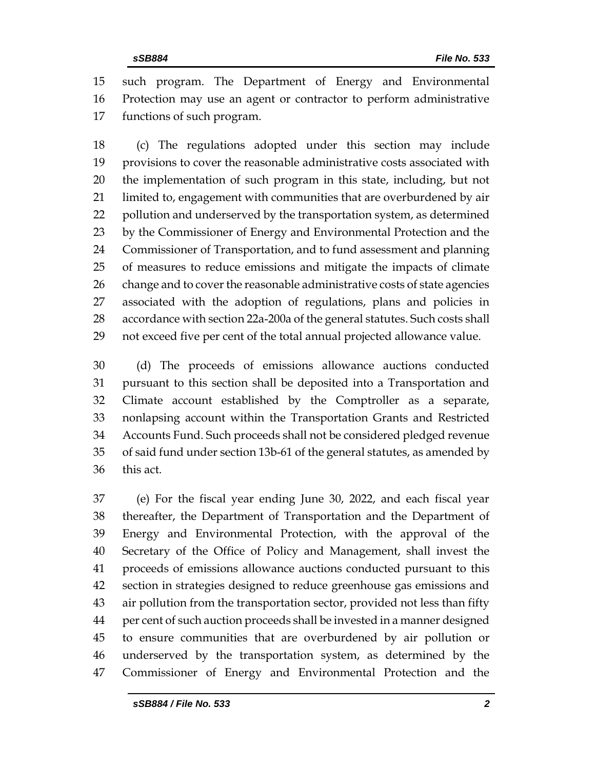such program. The Department of Energy and Environmental Protection may use an agent or contractor to perform administrative functions of such program.

(c) The regulations adopted under this section may include provisions to cover the reasonable administrative costs associated with the implementation of such program in this state, including, but not limited to, engagement with communities that are overburdened by air pollution and underserved by the transportation system, as determined by the Commissioner of Energy and Environmental Protection and the Commissioner of Transportation, and to fund assessment and planning of measures to reduce emissions and mitigate the impacts of climate change and to cover the reasonable administrative costs of state agencies associated with the adoption of regulations, plans and policies in accordance with section 22a-200a of the general statutes. Such costs shall not exceed five per cent of the total annual projected allowance value.

(d) The proceeds of emissions allowance auctions conducted pursuant to this section shall be deposited into a Transportation and Climate account established by the Comptroller as a separate, nonlapsing account within the Transportation Grants and Restricted Accounts Fund. Such proceeds shall not be considered pledged revenue of said fund under section 13b-61 of the general statutes, as amended by this act.

(e) For the fiscal year ending June 30, 2022, and each fiscal year thereafter, the Department of Transportation and the Department of Energy and Environmental Protection, with the approval of the Secretary of the Office of Policy and Management, shall invest the proceeds of emissions allowance auctions conducted pursuant to this section in strategies designed to reduce greenhouse gas emissions and air pollution from the transportation sector, provided not less than fifty per cent of such auction proceeds shall be invested in a manner designed to ensure communities that are overburdened by air pollution or underserved by the transportation system, as determined by the Commissioner of Energy and Environmental Protection and the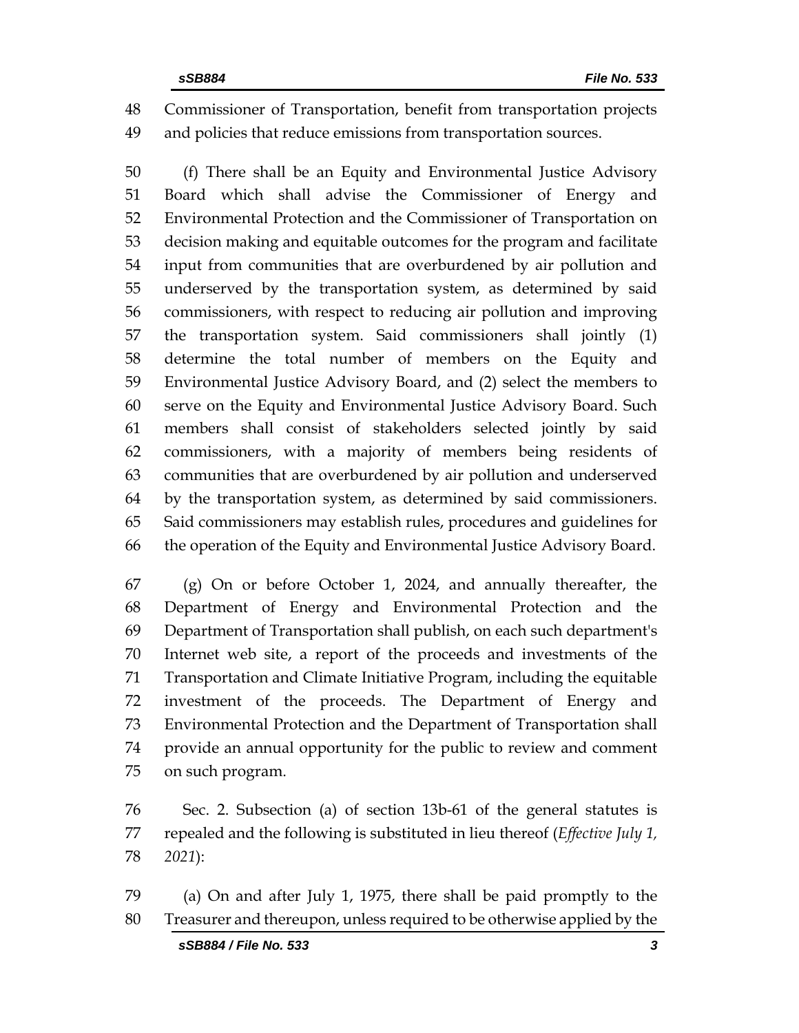Commissioner of Transportation, benefit from transportation projects and policies that reduce emissions from transportation sources.

(f) There shall be an Equity and Environmental Justice Advisory Board which shall advise the Commissioner of Energy and Environmental Protection and the Commissioner of Transportation on decision making and equitable outcomes for the program and facilitate input from communities that are overburdened by air pollution and underserved by the transportation system, as determined by said commissioners, with respect to reducing air pollution and improving the transportation system. Said commissioners shall jointly (1) determine the total number of members on the Equity and Environmental Justice Advisory Board, and (2) select the members to serve on the Equity and Environmental Justice Advisory Board. Such members shall consist of stakeholders selected jointly by said commissioners, with a majority of members being residents of communities that are overburdened by air pollution and underserved by the transportation system, as determined by said commissioners. Said commissioners may establish rules, procedures and guidelines for the operation of the Equity and Environmental Justice Advisory Board.

(g) On or before October 1, 2024, and annually thereafter, the Department of Energy and Environmental Protection and the Department of Transportation shall publish, on each such department's Internet web site, a report of the proceeds and investments of the Transportation and Climate Initiative Program, including the equitable investment of the proceeds. The Department of Energy and Environmental Protection and the Department of Transportation shall provide an annual opportunity for the public to review and comment on such program.

Sec. 2. Subsection (a) of section 13b-61 of the general statutes is repealed and the following is substituted in lieu thereof (*Effective July 1, 2021*):

(a) On and after July 1, 1975, there shall be paid promptly to the Treasurer and thereupon, unless required to be otherwise applied by the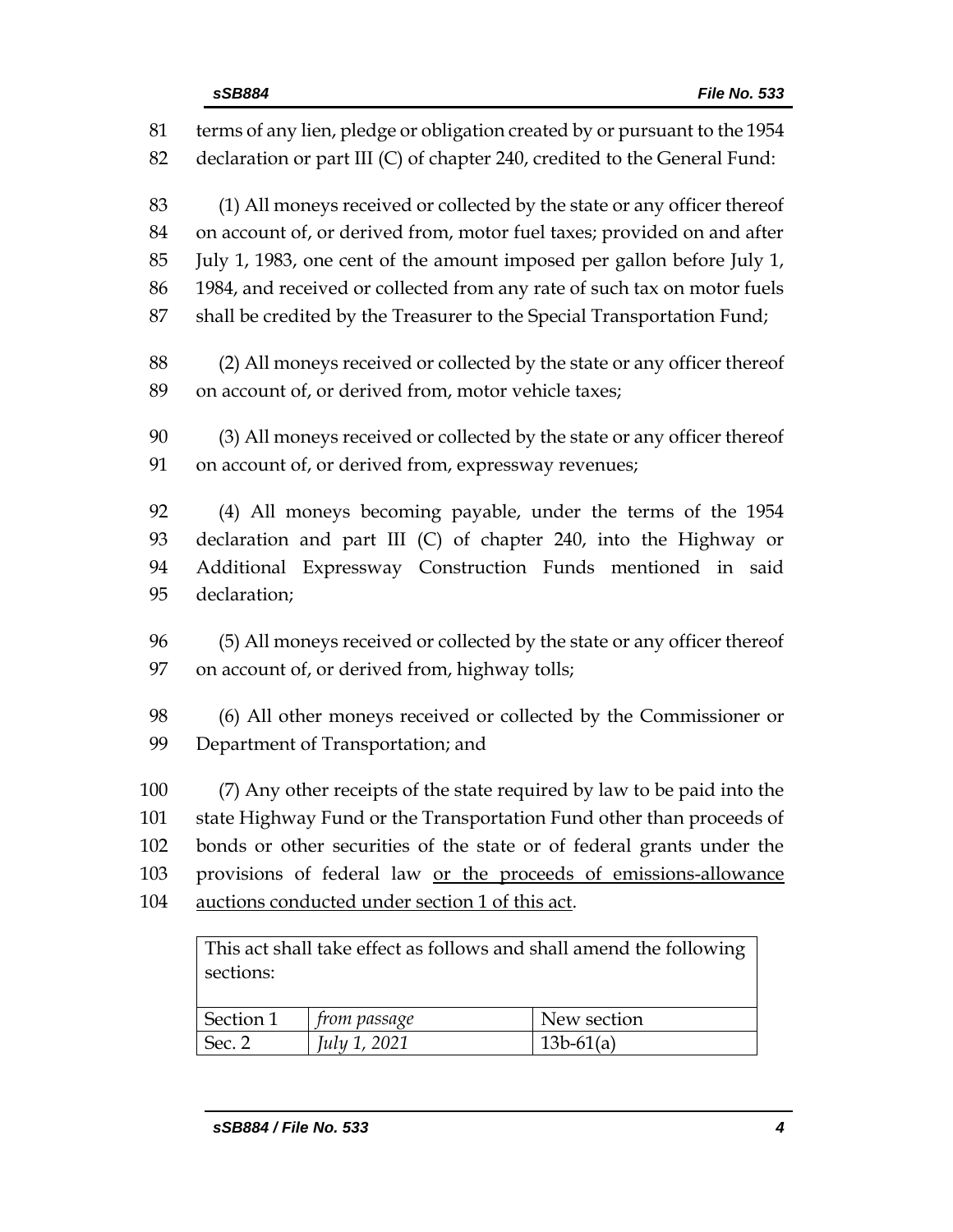terms of any lien, pledge or obligation created by or pursuant to the 1954 declaration or part III (C) of chapter 240, credited to the General Fund:

(1) All moneys received or collected by the state or any officer thereof on account of, or derived from, motor fuel taxes; provided on and after July 1, 1983, one cent of the amount imposed per gallon before July 1, 1984, and received or collected from any rate of such tax on motor fuels shall be credited by the Treasurer to the Special Transportation Fund;

(2) All moneys received or collected by the state or any officer thereof on account of, or derived from, motor vehicle taxes;

(3) All moneys received or collected by the state or any officer thereof on account of, or derived from, expressway revenues;

(4) All moneys becoming payable, under the terms of the 1954 declaration and part III (C) of chapter 240, into the Highway or Additional Expressway Construction Funds mentioned in said declaration;

(5) All moneys received or collected by the state or any officer thereof on account of, or derived from, highway tolls;

(6) All other moneys received or collected by the Commissioner or Department of Transportation; and

(7) Any other receipts of the state required by law to be paid into the state Highway Fund or the Transportation Fund other than proceeds of bonds or other securities of the state or of federal grants under the provisions of federal law <u>or the proceeds of emissions-allowance auctions conducted under section 1 of this act</u>.

| This act shall take effect as follows and shall amend the following sections: | | |
|---|---|---|
| Section 1 | *from passage* | New section |
| Sec. 2 | *July 1, 2021* | 13b-61(a) |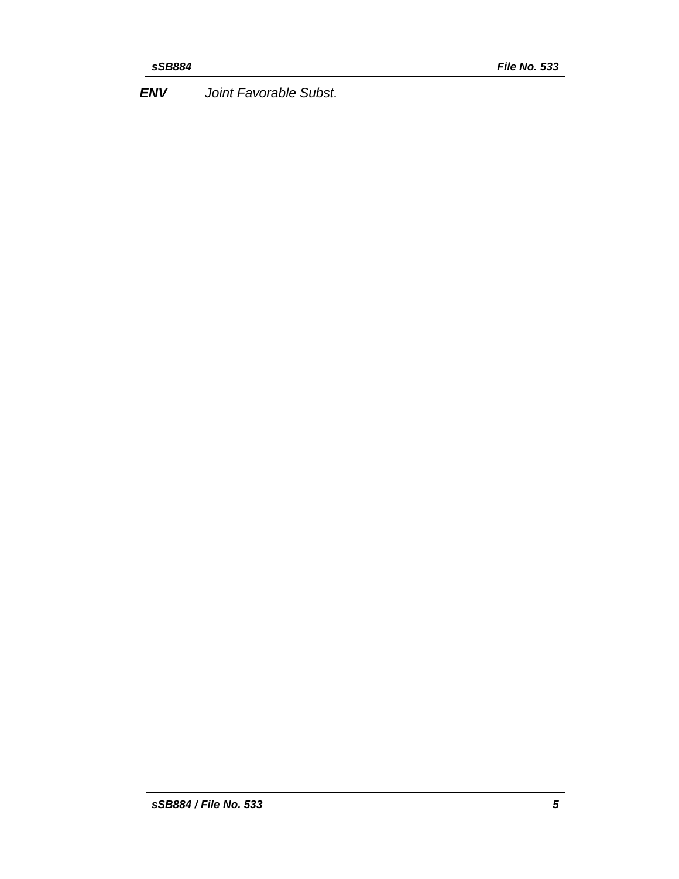***ENV*** *Joint Favorable Subst.*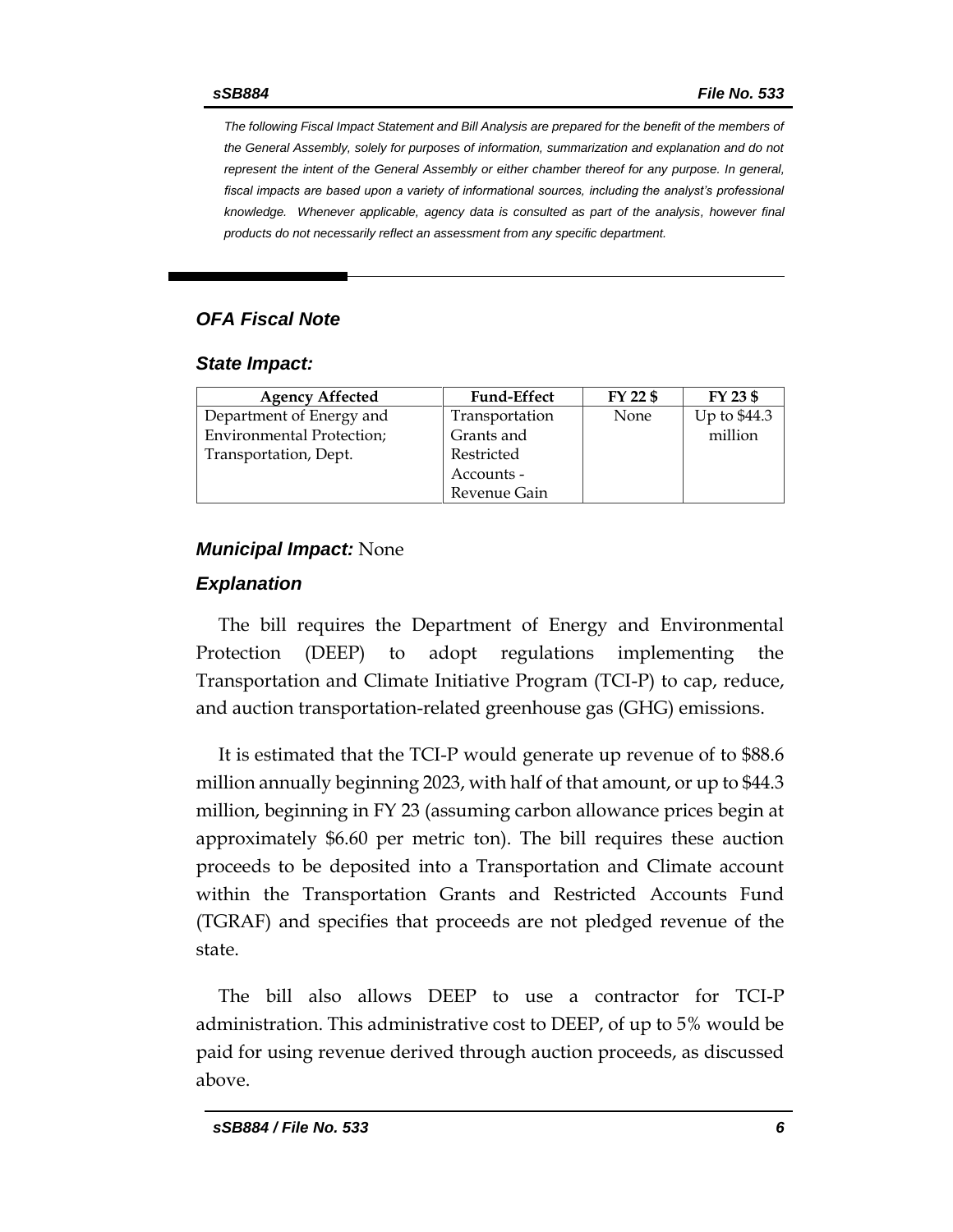*The following Fiscal Impact Statement and Bill Analysis are prepared for the benefit of the members of the General Assembly, solely for purposes of information, summarization and explanation and do not represent the intent of the General Assembly or either chamber thereof for any purpose. In general, fiscal impacts are based upon a variety of informational sources, including the analyst's professional knowledge. Whenever applicable, agency data is consulted as part of the analysis, however final products do not necessarily reflect an assessment from any specific department.*

## *OFA Fiscal Note*

### *State Impact:*

| Agency Affected | Fund-Effect | FY 22 $ | FY 23 $ |
|---|---|---|---|
| Department of Energy and Environmental Protection; Transportation, Dept. | Transportation Grants and Restricted Accounts - Revenue Gain | None | Up to $44.3 million |

### *Municipal Impact:* None

### *Explanation*

The bill requires the Department of Energy and Environmental Protection (DEEP) to adopt regulations implementing the Transportation and Climate Initiative Program (TCI-P) to cap, reduce, and auction transportation-related greenhouse gas (GHG) emissions.

It is estimated that the TCI-P would generate up revenue of to $88.6 million annually beginning 2023, with half of that amount, or up to $44.3 million, beginning in FY 23 (assuming carbon allowance prices begin at approximately $6.60 per metric ton). The bill requires these auction proceeds to be deposited into a Transportation and Climate account within the Transportation Grants and Restricted Accounts Fund (TGRAF) and specifies that proceeds are not pledged revenue of the state.

The bill also allows DEEP to use a contractor for TCI-P administration. This administrative cost to DEEP, of up to 5% would be paid for using revenue derived through auction proceeds, as discussed above.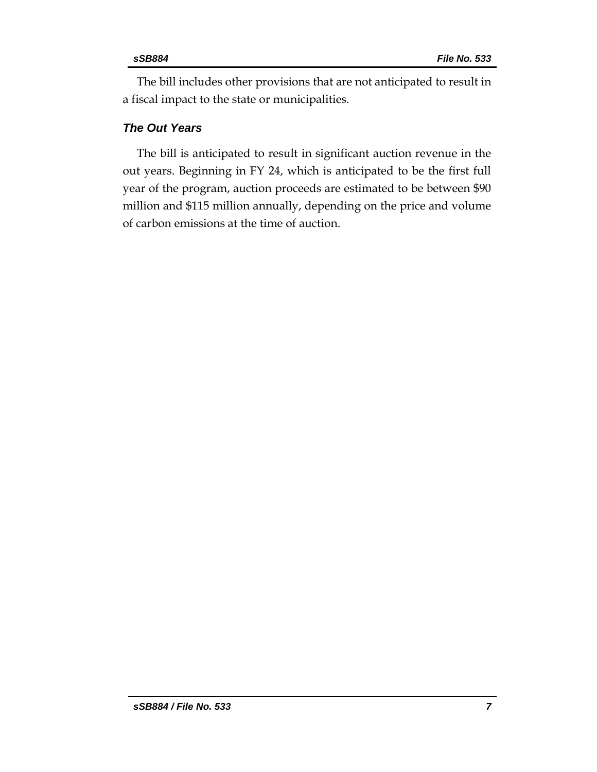The bill includes other provisions that are not anticipated to result in a fiscal impact to the state or municipalities.

### *The Out Years*

The bill is anticipated to result in significant auction revenue in the out years. Beginning in FY 24, which is anticipated to be the first full year of the program, auction proceeds are estimated to be between $90 million and $115 million annually, depending on the price and volume of carbon emissions at the time of auction.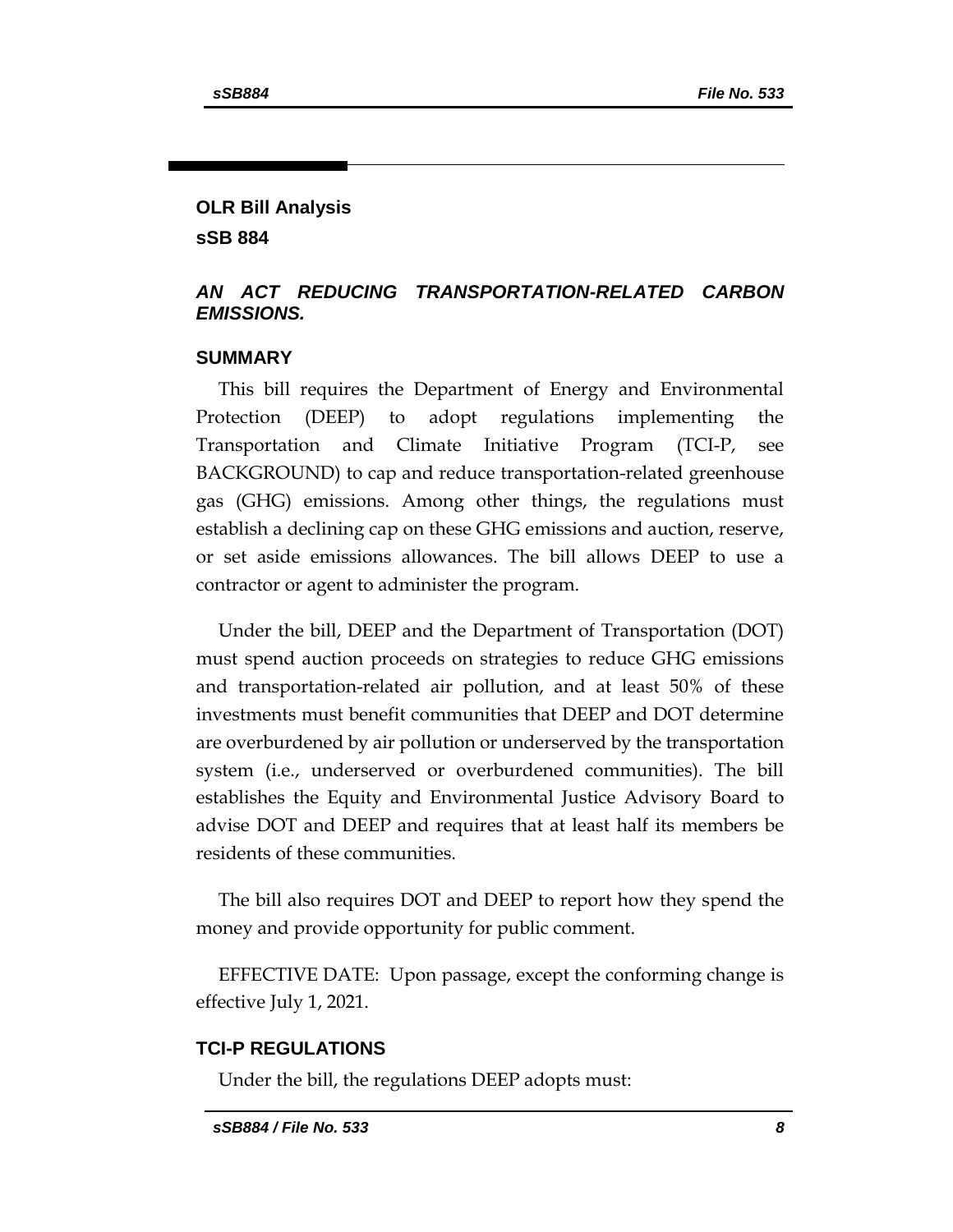## OLR Bill Analysis

## sSB 884

### *AN ACT REDUCING TRANSPORTATION-RELATED CARBON EMISSIONS.*

### SUMMARY

This bill requires the Department of Energy and Environmental Protection (DEEP) to adopt regulations implementing the Transportation and Climate Initiative Program (TCI-P, see BACKGROUND) to cap and reduce transportation-related greenhouse gas (GHG) emissions. Among other things, the regulations must establish a declining cap on these GHG emissions and auction, reserve, or set aside emissions allowances. The bill allows DEEP to use a contractor or agent to administer the program.

Under the bill, DEEP and the Department of Transportation (DOT) must spend auction proceeds on strategies to reduce GHG emissions and transportation-related air pollution, and at least 50% of these investments must benefit communities that DEEP and DOT determine are overburdened by air pollution or underserved by the transportation system (i.e., underserved or overburdened communities). The bill establishes the Equity and Environmental Justice Advisory Board to advise DOT and DEEP and requires that at least half its members be residents of these communities.

The bill also requires DOT and DEEP to report how they spend the money and provide opportunity for public comment.

EFFECTIVE DATE: Upon passage, except the conforming change is effective July 1, 2021.

### TCI-P REGULATIONS

Under the bill, the regulations DEEP adopts must: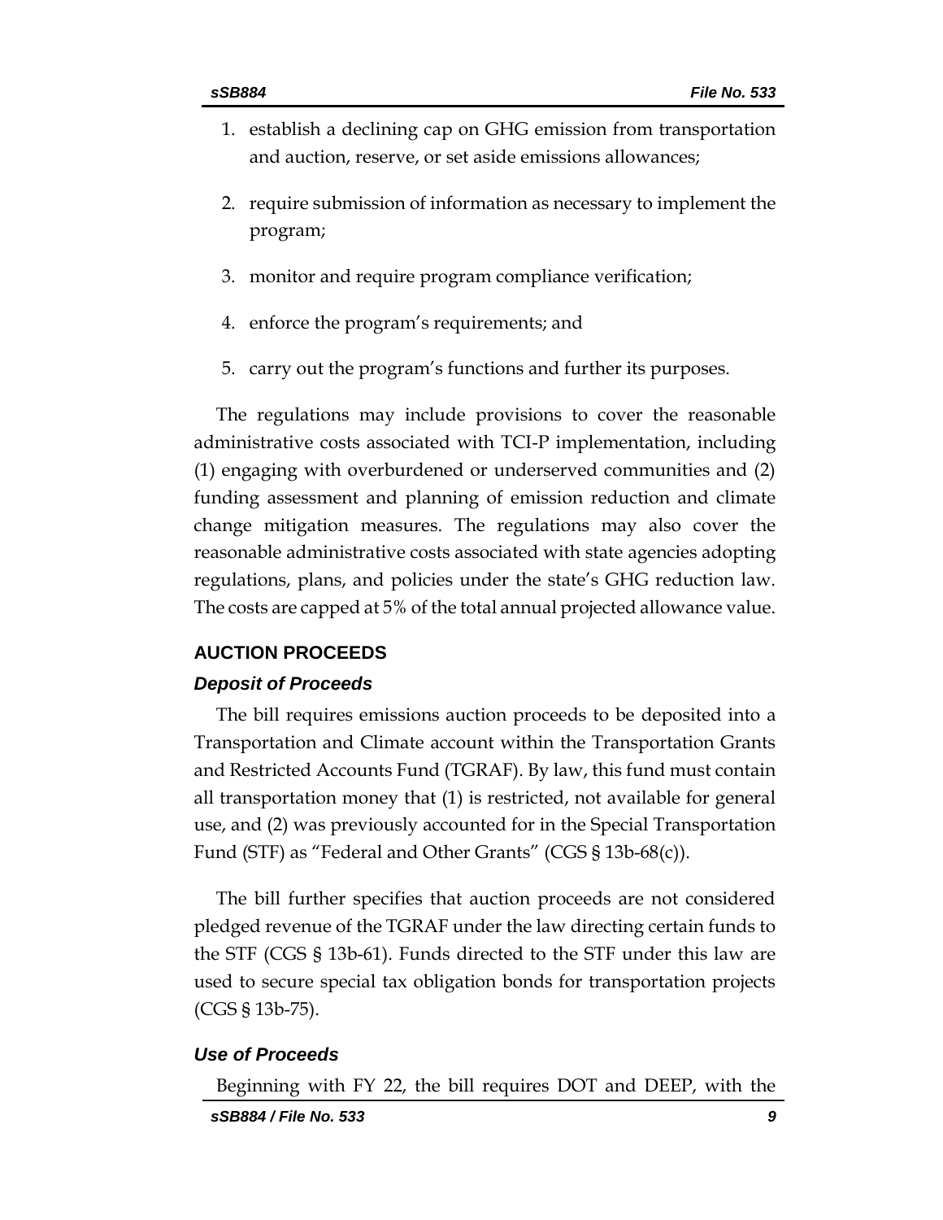1. establish a declining cap on GHG emission from transportation and auction, reserve, or set aside emissions allowances;
2. require submission of information as necessary to implement the program;
3. monitor and require program compliance verification;
4. enforce the program's requirements; and
5. carry out the program's functions and further its purposes.

The regulations may include provisions to cover the reasonable administrative costs associated with TCI-P implementation, including (1) engaging with overburdened or underserved communities and (2) funding assessment and planning of emission reduction and climate change mitigation measures. The regulations may also cover the reasonable administrative costs associated with state agencies adopting regulations, plans, and policies under the state's GHG reduction law. The costs are capped at 5% of the total annual projected allowance value.

## AUCTION PROCEEDS

### *Deposit of Proceeds*

The bill requires emissions auction proceeds to be deposited into a Transportation and Climate account within the Transportation Grants and Restricted Accounts Fund (TGRAF). By law, this fund must contain all transportation money that (1) is restricted, not available for general use, and (2) was previously accounted for in the Special Transportation Fund (STF) as "Federal and Other Grants" (CGS § 13b-68(c)).

The bill further specifies that auction proceeds are not considered pledged revenue of the TGRAF under the law directing certain funds to the STF (CGS § 13b-61). Funds directed to the STF under this law are used to secure special tax obligation bonds for transportation projects (CGS § 13b-75).

### *Use of Proceeds*

Beginning with FY 22, the bill requires DOT and DEEP, with the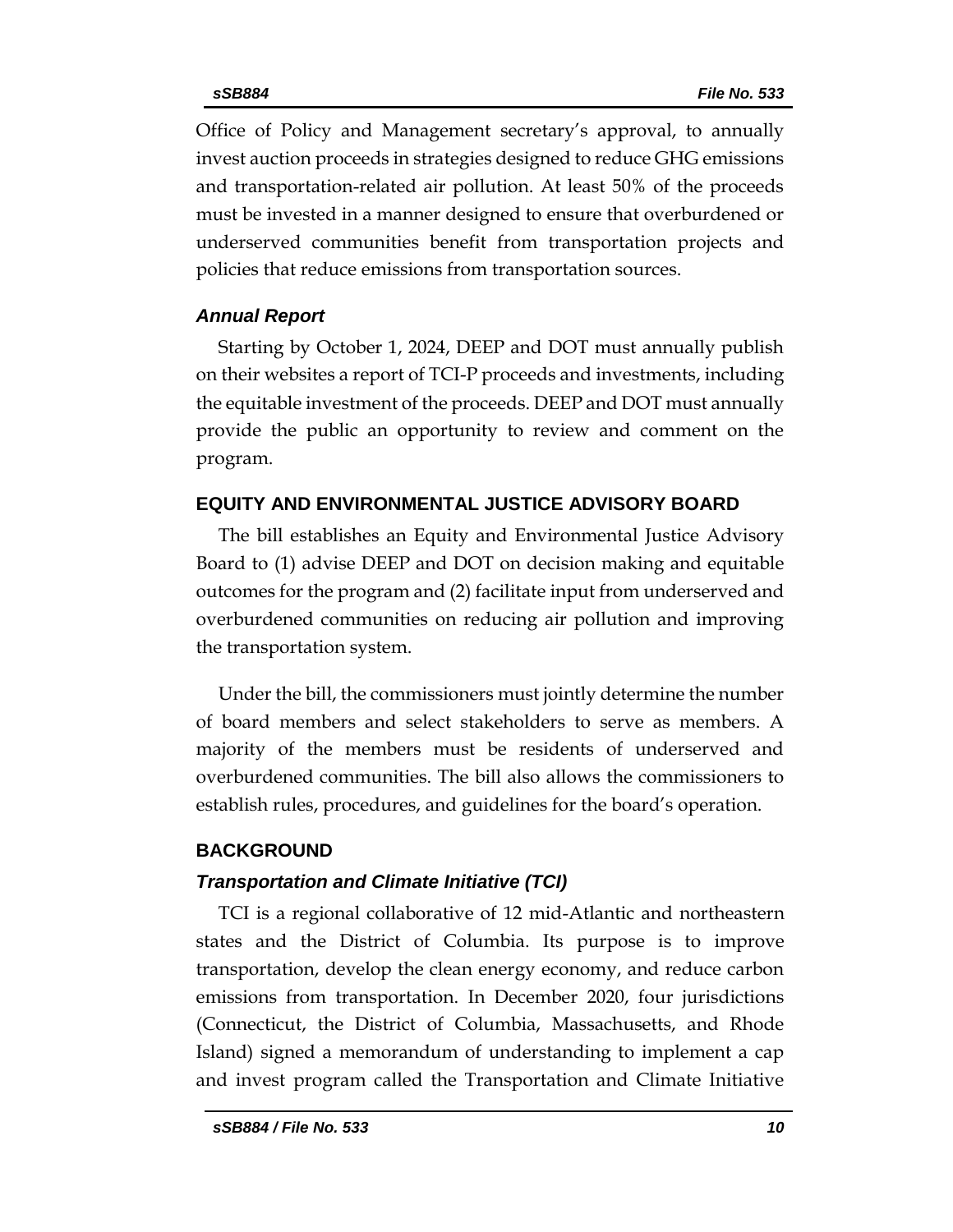Office of Policy and Management secretary's approval, to annually invest auction proceeds in strategies designed to reduce GHG emissions and transportation-related air pollution. At least 50% of the proceeds must be invested in a manner designed to ensure that overburdened or underserved communities benefit from transportation projects and policies that reduce emissions from transportation sources.

### *Annual Report*

Starting by October 1, 2024, DEEP and DOT must annually publish on their websites a report of TCI-P proceeds and investments, including the equitable investment of the proceeds. DEEP and DOT must annually provide the public an opportunity to review and comment on the program.

## EQUITY AND ENVIRONMENTAL JUSTICE ADVISORY BOARD

The bill establishes an Equity and Environmental Justice Advisory Board to (1) advise DEEP and DOT on decision making and equitable outcomes for the program and (2) facilitate input from underserved and overburdened communities on reducing air pollution and improving the transportation system.

Under the bill, the commissioners must jointly determine the number of board members and select stakeholders to serve as members. A majority of the members must be residents of underserved and overburdened communities. The bill also allows the commissioners to establish rules, procedures, and guidelines for the board's operation.

## BACKGROUND

### *Transportation and Climate Initiative (TCI)*

TCI is a regional collaborative of 12 mid-Atlantic and northeastern states and the District of Columbia. Its purpose is to improve transportation, develop the clean energy economy, and reduce carbon emissions from transportation. In December 2020, four jurisdictions (Connecticut, the District of Columbia, Massachusetts, and Rhode Island) signed a memorandum of understanding to implement a cap and invest program called the Transportation and Climate Initiative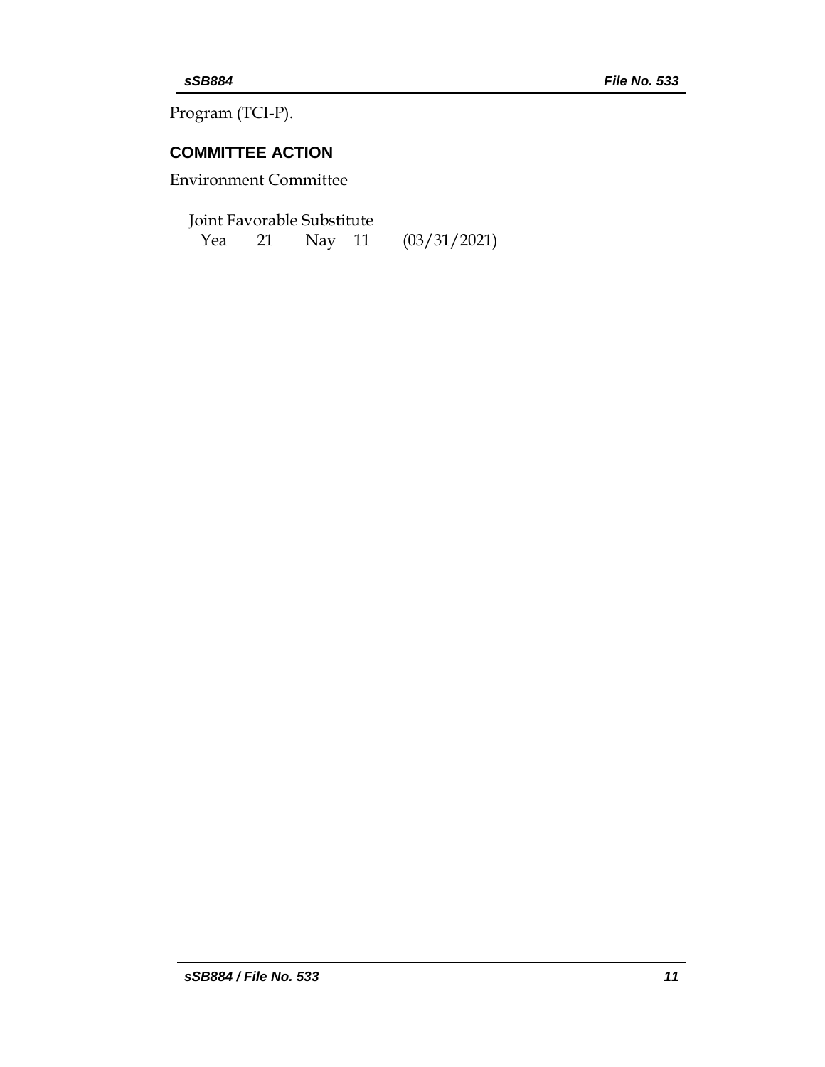Program (TCI-P).

## COMMITTEE ACTION

Environment Committee

| | | | | |
|---|---|---|---|---|
| Joint Favorable Substitute | | | | |
| Yea | 21 | Nay | 11 | (03/31/2021) |